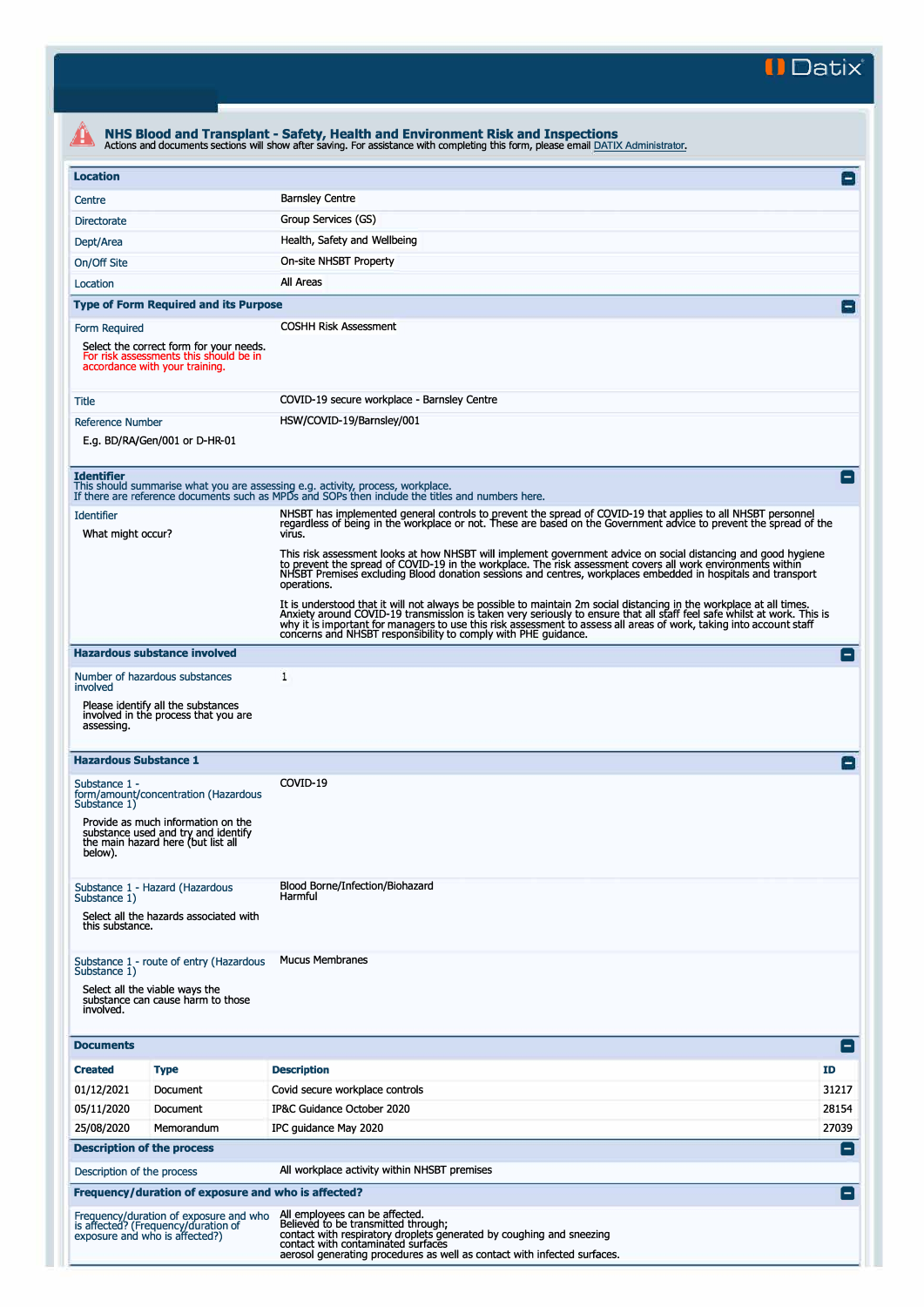Datix

# NHS Blood and Transplant - Safety, Health and Environment Risk and Inspections

Actions and documents sections will show after saving. For assistance with completing this form, please email DATIX Administrator.

## Location

| | |
|---|---|
| Centre | Barnsley Centre |
| Directorate | Group Services (GS) |
| Dept/Area | Health, Safety and Wellbeing |
| On/Off Site | On-site NHSBT Property |
| Location | All Areas |

## Type of Form Required and its Purpose

| | |
|---|---|
| Form Required<br><br>Select the correct form for your needs. For risk assessments this should be in accordance with your training. | COSHH Risk Assessment |
| Title | COVID-19 secure workplace - Barnsley Centre |
| Reference Number<br><br>E.g. BD/RA/Gen/001 or D-HR-01 | HSW/COVID-19/Barnsley/001 |

## Identifier

This should summarise what you are assessing e.g. activity, process, workplace.
If there are reference documents such as MPDs and SOPs then include the titles and numbers here.

| | |
|---|---|
| Identifier<br><br>What might occur? | NHSBT has implemented general controls to prevent the spread of COVID-19 that applies to all NHSBT personnel regardless of being in the workplace or not. These are based on the Government advice to prevent the spread of the virus.<br><br>This risk assessment looks at how NHSBT will implement government advice on social distancing and good hygiene to prevent the spread of COVID-19 in the workplace. The risk assessment covers all work environments within NHSBT Premises excluding Blood donation sessions and centres, workplaces embedded in hospitals and transport operations.<br><br>It is understood that it will not always be possible to maintain 2m social distancing in the workplace at all times. Anxiety around COVID-19 transmission is taken very seriously to ensure that all staff feel safe whilst at work. This is why it is important for managers to use this risk assessment to assess all areas of work, taking into account staff concerns and NHSBT responsibility to comply with PHE guidance. |

## Hazardous substance involved

| | |
|---|---|
| Number of hazardous substances involved<br><br>Please identify all the substances involved in the process that you are assessing. | 1 |

## Hazardous Substance 1

| | |
|---|---|
| Substance 1 - form/amount/concentration (Hazardous Substance 1)<br><br>Provide as much information on the substance used and try and identify the main hazard here (but list all below). | COVID-19 |
| Substance 1 - Hazard (Hazardous Substance 1)<br><br>Select all the hazards associated with this substance. | Blood Borne/Infection/Biohazard<br>Harmful |
| Substance 1 - route of entry (Hazardous Substance 1)<br><br>Select all the viable ways the substance can cause harm to those involved. | Mucus Membranes |

## Documents

| Created | Type | Description | ID |
|---|---|---|---|
| 01/12/2021 | Document | Covid secure workplace controls | 31217 |
| 05/11/2020 | Document | IP&C Guidance October 2020 | 28154 |
| 25/08/2020 | Memorandum | IPC guidance May 2020 | 27039 |

## Description of the process

| | |
|---|---|
| Description of the process | All workplace activity within NHSBT premises |

## Frequency/duration of exposure and who is affected?

| | |
|---|---|
| Frequency/duration of exposure and who is affected? (Frequency/duration of exposure and who is affected?) | All employees can be affected.<br>Believed to be transmitted through;<br>contact with respiratory droplets generated by coughing and sneezing<br>contact with contaminated surfaces<br>aerosol generating procedures as well as contact with infected surfaces. |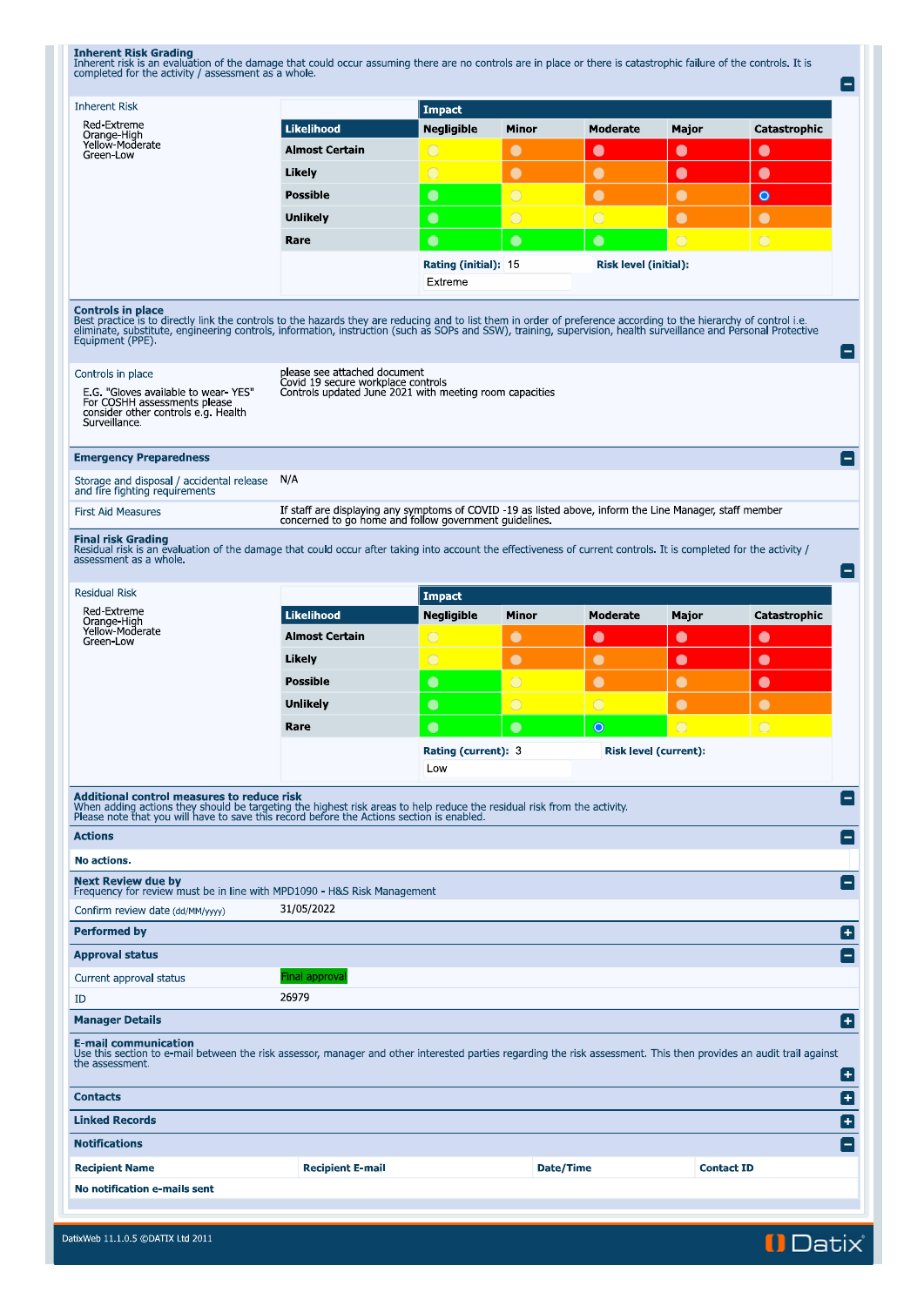### Inherent Risk Grading

Inherent risk is an evaluation of the damage that could occur assuming there are no controls are in place or there is catastrophic failure of the controls. It is completed for the activity / assessment as a whole.

Inherent Risk

Red-Extreme
Orange-High
Yellow-Moderate
Green-Low

| | Impact | | | | |
|---|---|---|---|---|---|
| **Likelihood** | **Negligible** | **Minor** | **Moderate** | **Major** | **Catastrophic** |
| **Almost Certain** | | | | | |
| **Likely** | | | | | |
| **Possible** | | | | | ◉ |
| **Unlikely** | | | | | |
| **Rare** | | | | | |

**Rating (initial):** 15 **Risk level (initial):** Extreme

### Controls in place

Best practice is to directly link the controls to the hazards they are reducing and to list them in order of preference according to the hierarchy of control i.e. eliminate, substitute, engineering controls, information, instruction (such as SOPs and SSW), training, supervision, health surveillance and Personal Protective Equipment (PPE).

| | |
|---|---|
| Controls in place<br><br>E.G. "Gloves available to wear- YES" For COSHH assessments please consider other controls e.g. Health Surveillance. | please see attached document<br>Covid 19 secure workplace controls<br>Controls updated June 2021 with meeting room capacities |

### Emergency Preparedness

| | |
|---|---|
| Storage and disposal / accidental release and fire fighting requirements | N/A |
| First Aid Measures | If staff are displaying any symptoms of COVID -19 as listed above, inform the Line Manager, staff member concerned to go home and follow government guidelines. |

### Final risk Grading

Residual risk is an evaluation of the damage that could occur after taking into account the effectiveness of current controls. It is completed for the activity / assessment as a whole.

Residual Risk

Red-Extreme
Orange-High
Yellow-Moderate
Green-Low

| | Impact | | | | |
|---|---|---|---|---|---|
| **Likelihood** | **Negligible** | **Minor** | **Moderate** | **Major** | **Catastrophic** |
| **Almost Certain** | | | | | |
| **Likely** | | | | | |
| **Possible** | | | | | |
| **Unlikely** | | | | | |
| **Rare** | | | ◉ | | |

**Rating (current):** 3 **Risk level (current):** Low

### Additional control measures to reduce risk

When adding actions they should be targeting the highest risk areas to help reduce the residual risk from the activity.
Please note that you will have to save this record before the Actions section is enabled.

### Actions

**No actions.**

### Next Review due by

Frequency for review must be in line with MPD1090 - H&S Risk Management

| | |
|---|---|
| Confirm review date (dd/MM/yyyy) | 31/05/2022 |

### Performed by

### Approval status

| | |
|---|---|
| Current approval status | Final approval |
| ID | 26979 |

### Manager Details

### E-mail communication

Use this section to e-mail between the risk assessor, manager and other interested parties regarding the risk assessment. This then provides an audit trail against the assessment.

### Contacts

### Linked Records

### Notifications

| Recipient Name | Recipient E-mail | Date/Time | Contact ID |
|---|---|---|---|
| **No notification e-mails sent** | | | |

DatixWeb 11.1.0.5 ©DATIX Ltd 2011